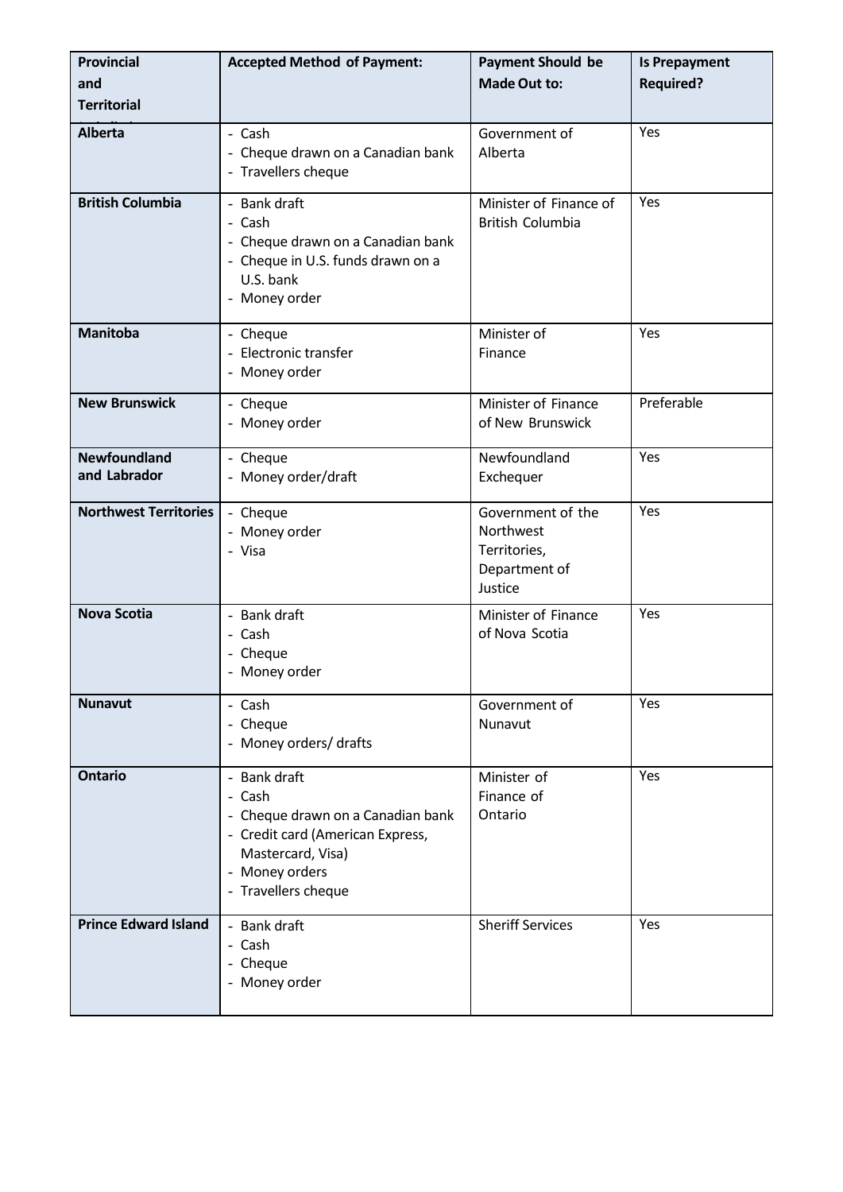| Provincial and Territorial | Accepted Method of Payment: | Payment Should be Made Out to: | Is Prepayment Required? |
|---|---|---|---|
| **Alberta** | - Cash<br>- Cheque drawn on a Canadian bank<br>- Travellers cheque | Government of Alberta | Yes |
| **British Columbia** | - Bank draft<br>- Cash<br>- Cheque drawn on a Canadian bank<br>- Cheque in U.S. funds drawn on a U.S. bank<br>- Money order | Minister of Finance of British Columbia | Yes |
| **Manitoba** | - Cheque<br>- Electronic transfer<br>- Money order | Minister of Finance | Yes |
| **New Brunswick** | - Cheque<br>- Money order | Minister of Finance of New Brunswick | Preferable |
| **Newfoundland and Labrador** | - Cheque<br>- Money order/draft | Newfoundland Exchequer | Yes |
| **Northwest Territories** | - Cheque<br>- Money order<br>- Visa | Government of the Northwest Territories, Department of Justice | Yes |
| **Nova Scotia** | - Bank draft<br>- Cash<br>- Cheque<br>- Money order | Minister of Finance of Nova Scotia | Yes |
| **Nunavut** | - Cash<br>- Cheque<br>- Money orders/ drafts | Government of Nunavut | Yes |
| **Ontario** | - Bank draft<br>- Cash<br>- Cheque drawn on a Canadian bank<br>- Credit card (American Express, Mastercard, Visa)<br>- Money orders<br>- Travellers cheque | Minister of Finance of Ontario | Yes |
| **Prince Edward Island** | - Bank draft<br>- Cash<br>- Cheque<br>- Money order | Sheriff Services | Yes |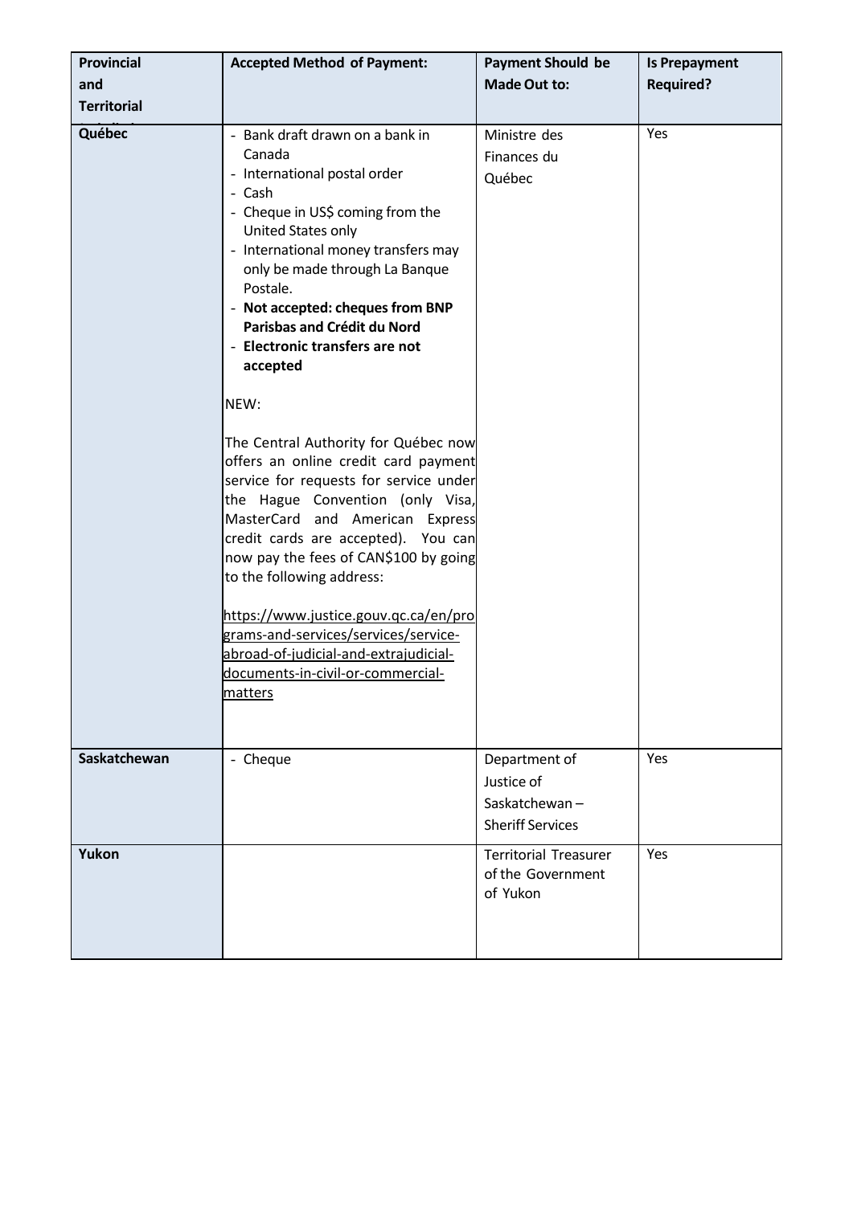| Provincial and Territorial | Accepted Method of Payment: | Payment Should be Made Out to: | Is Prepayment Required? |
|---|---|---|---|
| **Québec** | - Bank draft drawn on a bank in Canada<br>- International postal order<br>- Cash<br>- Cheque in US$ coming from the United States only<br>- International money transfers may only be made through La Banque Postale.<br>- **Not accepted: cheques from BNP Parisbas and Crédit du Nord**<br>- **Electronic transfers are not accepted**<br><br>NEW:<br><br>The Central Authority for Québec now offers an online credit card payment service for requests for service under the Hague Convention (only Visa, MasterCard and American Express credit cards are accepted). You can now pay the fees of CAN$100 by going to the following address:<br><br>https://www.justice.gouv.qc.ca/en/programs-and-services/services/service-abroad-of-judicial-and-extrajudicial-documents-in-civil-or-commercial-matters | Ministre des Finances du Québec | Yes |
| **Saskatchewan** | - Cheque | Department of Justice of Saskatchewan – Sheriff Services | Yes |
| **Yukon** | | Territorial Treasurer of the Government of Yukon | Yes |